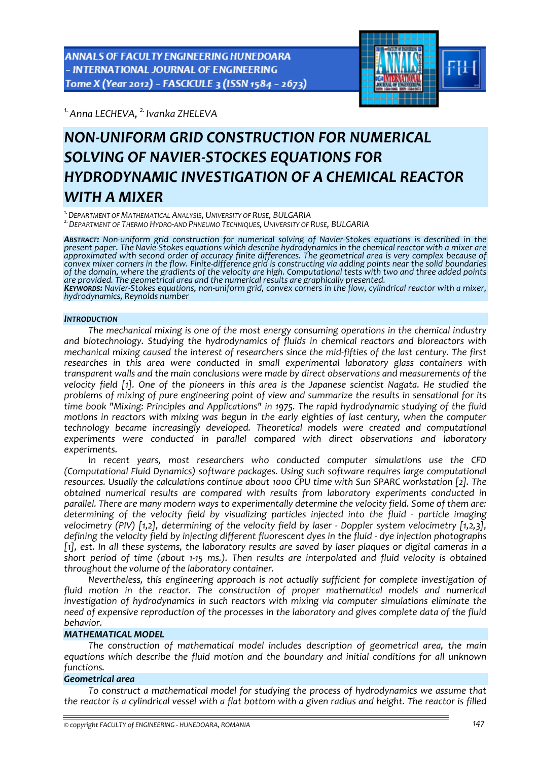[1.] *Anna LECHEVA,* [2.] *Ivanka ZHELEVA*

# NON-UNIFORM GRID CONSTRUCTION FOR NUMERICAL SOLVING OF NAVIER-STOCKES EQUATIONS FOR HYDRODYNAMIC INVESTIGATION OF A CHEMICAL REACTOR WITH A MIXER

[1.] DEPARTMENT OF MATHEMATICAL ANALYSIS, UNIVERSITY OF RUSE, BULGARIA
[2.] DEPARTMENT OF THERMO HYDRO-AND PHNEUMO TECHNIQUES, UNIVERSITY OF RUSE, BULGARIA

***ABSTRACT:*** *Non-uniform grid construction for numerical solving of Navier-Stokes equations is described in the present paper. The Navie-Stokes equations which describe hydrodynamics in the chemical reactor with a mixer are approximated with second order of accuracy finite differences. The geometrical area is very complex because of convex mixer corners in the flow. Finite-difference grid is constructing via adding points near the solid boundaries of the domain, where the gradients of the velocity are high. Computational tests with two and three added points are provided. The geometrical area and the numerical results are graphically presented.*
***KEYWORDS:*** *Navier-Stokes equations, non-uniform grid, convex corners in the flow, cylindrical reactor with a mixer, hydrodynamics, Reynolds number*

## *INTRODUCTION*

*The mechanical mixing is one of the most energy consuming operations in the chemical industry and biotechnology. Studying the hydrodynamics of fluids in chemical reactors and bioreactors with mechanical mixing caused the interest of researchers since the mid-fifties of the last century. The first researches in this area were conducted in small experimental laboratory glass containers with transparent walls and the main conclusions were made by direct observations and measurements of the velocity field [1]. One of the pioneers in this area is the Japanese scientist Nagata. He studied the problems of mixing of pure engineering point of view and summarize the results in sensational for its time book "Mixing: Principles and Applications" in 1975. The rapid hydrodynamic studying of the fluid motions in reactors with mixing was begun in the early eighties of last century, when the computer technology became increasingly developed. Theoretical models were created and computational experiments were conducted in parallel compared with direct observations and laboratory experiments.*

*In recent years, most researchers who conducted computer simulations use the CFD (Computational Fluid Dynamics) software packages. Using such software requires large computational resources. Usually the calculations continue about 1000 CPU time with Sun SPARC workstation [2]. The obtained numerical results are compared with results from laboratory experiments conducted in parallel. There are many modern ways to experimentally determine the velocity field. Some of them are: determining of the velocity field by visualizing particles injected into the fluid - particle imaging velocimetry (PIV) [1,2], determining of the velocity field by laser - Doppler system velocimetry [1,2,3], defining the velocity field by injecting different fluorescent dyes in the fluid - dye injection photographs [1], est. In all these systems, the laboratory results are saved by laser plaques or digital cameras in a short period of time (about 1-15 ms.). Then results are interpolated and fluid velocity is obtained throughout the volume of the laboratory container.*

*Nevertheless, this engineering approach is not actually sufficient for complete investigation of fluid motion in the reactor. The construction of proper mathematical models and numerical investigation of hydrodynamics in such reactors with mixing via computer simulations eliminate the need of expensive reproduction of the processes in the laboratory and gives complete data of the fluid behavior.*

## *MATHEMATICAL MODEL*

*The construction of mathematical model includes description of geometrical area, the main equations which describe the fluid motion and the boundary and initial conditions for all unknown functions.*

### *Geometrical area*

*To construct a mathematical model for studying the process of hydrodynamics we assume that the reactor is a cylindrical vessel with a flat bottom with a given radius and height. The reactor is filled*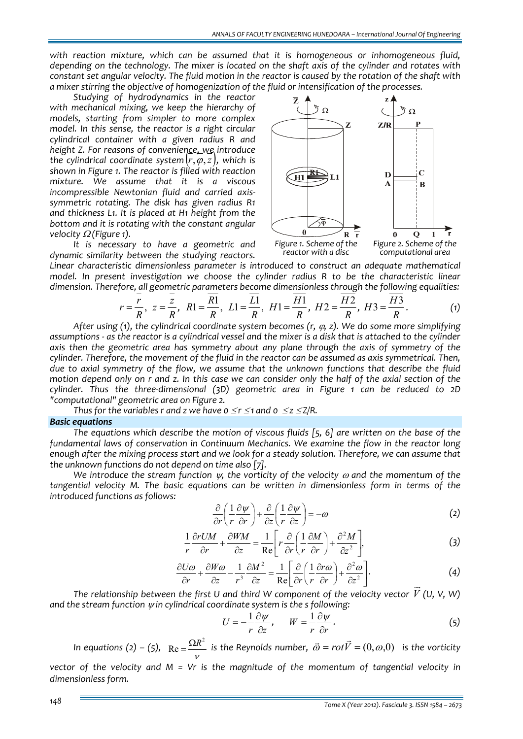*with reaction mixture, which can be assumed that it is homogeneous or inhomogeneous fluid, depending on the technology. The mixer is located on the shaft axis of the cylinder and rotates with constant set angular velocity. The fluid motion in the reactor is caused by the rotation of the shaft with a mixer stirring the objective of homogenization of the fluid or intensification of the processes.*

*Studying of hydrodynamics in the reactor with mechanical mixing, we keep the hierarchy of models, starting from simpler to more complex model. In this sense, the reactor is a right circular cylindrical container with a given radius R and height Z. For reasons of convenience, we introduce the cylindrical coordinate system $(\overline{r}, \varphi, \overline{z})$, which is shown in Figure 1. The reactor is filled with reaction mixture. We assume that it is a viscous incompressible Newtonian fluid and carried axis-symmetric rotating. The disk has given radius R1 and thickness L1. It is placed at H1 height from the bottom and it is rotating with the constant angular velocity $\Omega$ (Figure 1).*

*Figure 1. Scheme of the reactor with a disc*

*Figure 2. Scheme of the computational area*

*It is necessary to have a geometric and dynamic similarity between the studying reactors. Linear characteristic dimensionless parameter is introduced to construct an adequate mathematical model. In present investigation we choose the cylinder radius R to be the characteristic linear dimension. Therefore, all geometric parameters become dimensionless through the following equalities:*

$$r = \frac{\overline{r}}{R},\ z = \frac{\overline{z}}{R},\ R1 = \frac{\overline{R1}}{R},\ L1 = \frac{\overline{L1}}{R},\ H1 = \frac{\overline{H1}}{R},\ H2 = \frac{\overline{H2}}{R},\ H3 = \frac{\overline{H3}}{R}. \tag{1}$$

*After using (1), the cylindrical coordinate system becomes (r, $\varphi$, z). We do some more simplifying assumptions - as the reactor is a cylindrical vessel and the mixer is a disk that is attached to the cylinder axis then the geometric area has symmetry about any plane through the axis of symmetry of the cylinder. Therefore, the movement of the fluid in the reactor can be assumed as axis symmetrical. Then, due to axial symmetry of the flow, we assume that the unknown functions that describe the fluid motion depend only on r and z. In this case we can consider only the half of the axial section of the cylinder. Thus the three-dimensional (3D) geometric area in Figure 1 can be reduced to 2D "computational" geometric area on Figure 2.*

*Thus for the variables r and z we have $0 \le r \le 1$ and $0 \le z \le Z/R$.*

***Basic equations***

*The equations which describe the motion of viscous fluids [5, 6] are written on the base of the fundamental laws of conservation in Continuum Mechanics. We examine the flow in the reactor long enough after the mixing process start and we look for a steady solution. Therefore, we can assume that the unknown functions do not depend on time also [7].*

*We introduce the stream function $\psi$, the vorticity of the velocity $\omega$ and the momentum of the tangential velocity M. The basic equations can be written in dimensionless form in terms of the introduced functions as follows:*

$$\frac{\partial}{\partial r}\left(\frac{1}{r}\frac{\partial \psi}{\partial r}\right) + \frac{\partial}{\partial z}\left(\frac{1}{r}\frac{\partial \psi}{\partial z}\right) = -\omega \tag{2}$$

$$\frac{1}{r}\frac{\partial rUM}{\partial r} + \frac{\partial WM}{\partial z} = \frac{1}{\mathrm{Re}}\left[r\frac{\partial}{\partial r}\left(\frac{1}{r}\frac{\partial M}{\partial r}\right) + \frac{\partial^2 M}{\partial z^2}\right], \tag{3}$$

$$\frac{\partial U\omega}{\partial r} + \frac{\partial W\omega}{\partial z} - \frac{1}{r^3}\frac{\partial M^2}{\partial z} = \frac{1}{\mathrm{Re}}\left[\frac{\partial}{\partial r}\left(\frac{1}{r}\frac{\partial r\omega}{\partial r}\right) + \frac{\partial^2 \omega}{\partial z^2}\right]. \tag{4}$$

*The relationship between the first U and third W component of the velocity vector $\vec{V}$ (U, V, W) and the stream function $\psi$ in cylindrical coordinate system is the s following:*

$$U = -\frac{1}{r}\frac{\partial \psi}{\partial z}, \qquad W = \frac{1}{r}\frac{\partial \psi}{\partial r}. \tag{5}$$

*In equations (2) – (5), $\mathrm{Re} = \frac{\Omega R^2}{\nu}$ is the Reynolds number, $\vec{\omega} = rot\vec{V} = (0, \omega, 0)$ is the vorticity vector of the velocity and M = Vr is the magnitude of the momentum of tangential velocity in dimensionless form.*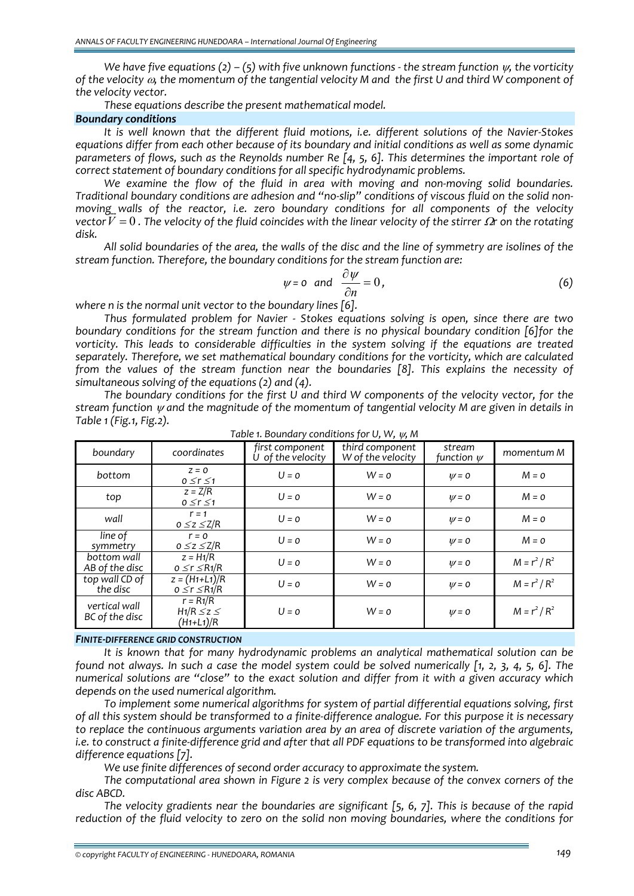*We have five equations (2) – (5) with five unknown functions - the stream function $\psi$, the vorticity of the velocity $\omega$, the momentum of the tangential velocity M and the first U and third W component of the velocity vector.*

*These equations describe the present mathematical model.*

### *Boundary conditions*

*It is well known that the different fluid motions, i.e. different solutions of the Navier-Stokes equations differ from each other because of its boundary and initial conditions as well as some dynamic parameters of flows, such as the Reynolds number Re [4, 5, 6]. This determines the important role of correct statement of boundary conditions for all specific hydrodynamic problems.*

*We examine the flow of the fluid in area with moving and non-moving solid boundaries. Traditional boundary conditions are adhesion and "no-slip" conditions of viscous fluid on the solid non-moving walls of the reactor, i.e. zero boundary conditions for all components of the velocity vector $\vec{V} = 0$. The velocity of the fluid coincides with the linear velocity of the stirrer $\Omega r$ on the rotating disk.*

*All solid boundaries of the area, the walls of the disc and the line of symmetry are isolines of the stream function. Therefore, the boundary conditions for the stream function are:*

$$\psi = 0 \quad \text{and} \quad \frac{\partial \psi}{\partial n} = 0, \tag{6}$$

*where n is the normal unit vector to the boundary lines [6].*

*Thus formulated problem for Navier - Stokes equations solving is open, since there are two boundary conditions for the stream function and there is no physical boundary condition [6]for the vorticity. This leads to considerable difficulties in the system solving if the equations are treated separately. Therefore, we set mathematical boundary conditions for the vorticity, which are calculated from the values of the stream function near the boundaries [8]. This explains the necessity of simultaneous solving of the equations (2) and (4).*

*The boundary conditions for the first U and third W components of the velocity vector, for the stream function $\psi$ and the magnitude of the momentum of tangential velocity M are given in details in Table 1 (Fig.1, Fig.2).*

*Table 1. Boundary conditions for U, W, $\psi$, M*

| boundary | coordinates | first component U of the velocity | third component W of the velocity | stream function $\psi$ | momentum M |
|---|---|---|---|---|---|
| bottom | $z = 0$, $0 \le r \le 1$ | $U = 0$ | $W = 0$ | $\psi = 0$ | $M = 0$ |
| top | $z = Z/R$, $0 \le r \le 1$ | $U = 0$ | $W = 0$ | $\psi = 0$ | $M = 0$ |
| wall | $r = 1$, $0 \le z \le Z/R$ | $U = 0$ | $W = 0$ | $\psi = 0$ | $M = 0$ |
| line of symmetry | $r = 0$, $0 \le z \le Z/R$ | $U = 0$ | $W = 0$ | $\psi = 0$ | $M = 0$ |
| bottom wall AB of the disc | $z = H_1/R$, $0 \le r \le R_1/R$ | $U = 0$ | $W = 0$ | $\psi = 0$ | $M = r^2/R^2$ |
| top wall CD of the disc | $z = (H_1+L_1)/R$, $0 \le r \le R_1/R$ | $U = 0$ | $W = 0$ | $\psi = 0$ | $M = r^2/R^2$ |
| vertical wall BC of the disc | $r = R_1/R$, $H_1/R \le z \le (H_1+L_1)/R$ | $U = 0$ | $W = 0$ | $\psi = 0$ | $M = r^2/R^2$ |

### *FINITE-DIFFERENCE GRID CONSTRUCTION*

*It is known that for many hydrodynamic problems an analytical mathematical solution can be found not always. In such a case the model system could be solved numerically [1, 2, 3, 4, 5, 6]. The numerical solutions are "close" to the exact solution and differ from it with a given accuracy which depends on the used numerical algorithm.*

*To implement some numerical algorithms for system of partial differential equations solving, first of all this system should be transformed to a finite-difference analogue. For this purpose it is necessary to replace the continuous arguments variation area by an area of discrete variation of the arguments, i.e. to construct a finite-difference grid and after that all PDF equations to be transformed into algebraic difference equations [7].*

*We use finite differences of second order accuracy to approximate the system.*

*The computational area shown in Figure 2 is very complex because of the convex corners of the disc ABCD.*

*The velocity gradients near the boundaries are significant [5, 6, 7]. This is because of the rapid reduction of the fluid velocity to zero on the solid non moving boundaries, where the conditions for*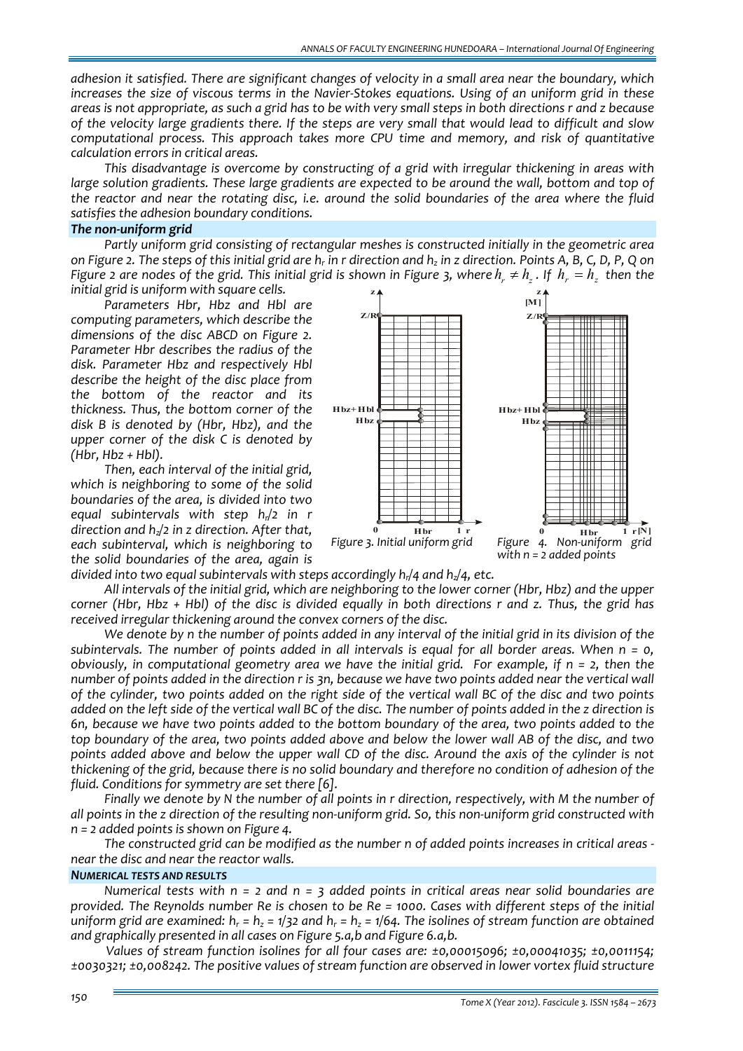*adhesion it satisfied. There are significant changes of velocity in a small area near the boundary, which increases the size of viscous terms in the Navier-Stokes equations. Using of an uniform grid in these areas is not appropriate, as such a grid has to be with very small steps in both directions r and z because of the velocity large gradients there. If the steps are very small that would lead to difficult and slow computational process. This approach takes more CPU time and memory, and risk of quantitative calculation errors in critical areas.*

*This disadvantage is overcome by constructing of a grid with irregular thickening in areas with large solution gradients. These large gradients are expected to be around the wall, bottom and top of the reactor and near the rotating disc, i.e. around the solid boundaries of the area where the fluid satisfies the adhesion boundary conditions.*

### *The non-uniform grid*

*Partly uniform grid consisting of rectangular meshes is constructed initially in the geometric area on Figure 2. The steps of this initial grid are $h_r$ in r direction and $h_z$ in z direction. Points A, B, C, D, P, Q on Figure 2 are nodes of the grid. This initial grid is shown in Figure 3, where $h_r \neq h_z$. If $h_r = h_z$ then the initial grid is uniform with square cells.*

*Parameters Hbr, Hbz and Hbl are computing parameters, which describe the dimensions of the disc ABCD on Figure 2. Parameter Hbr describes the radius of the disk. Parameter Hbz and respectively Hbl describe the height of the disc place from the bottom of the reactor and its thickness. Thus, the bottom corner of the disk B is denoted by (Hbr, Hbz), and the upper corner of the disk C is denoted by (Hbr, Hbz + Hbl).*

*Then, each interval of the initial grid, which is neighboring to some of the solid boundaries of the area, is divided into two equal subintervals with step $h_r/2$ in r direction and $h_z/2$ in z direction. After that, each subinterval, which is neighboring to the solid boundaries of the area, again is divided into two equal subintervals with steps accordingly $h_r/4$ and $h_z/4$, etc.*

*Figure 3. Initial uniform grid*

*Figure 4. Non-uniform grid with n = 2 added points*

*All intervals of the initial grid, which are neighboring to the lower corner (Hbr, Hbz) and the upper corner (Hbr, Hbz + Hbl) of the disc is divided equally in both directions r and z. Thus, the grid has received irregular thickening around the convex corners of the disc.*

*We denote by n the number of points added in any interval of the initial grid in its division of the subintervals. The number of points added in all intervals is equal for all border areas. When n = 0, obviously, in computational geometry area we have the initial grid. For example, if n = 2, then the number of points added in the direction r is 3n, because we have two points added near the vertical wall of the cylinder, two points added on the right side of the vertical wall BC of the disc and two points added on the left side of the vertical wall BC of the disc. The number of points added in the z direction is 6n, because we have two points added to the bottom boundary of the area, two points added to the top boundary of the area, two points added above and below the lower wall AB of the disc, and two points added above and below the upper wall CD of the disc. Around the axis of the cylinder is not thickening of the grid, because there is no solid boundary and therefore no condition of adhesion of the fluid. Conditions for symmetry are set there [6].*

*Finally we denote by N the number of all points in r direction, respectively, with M the number of all points in the z direction of the resulting non-uniform grid. So, this non-uniform grid constructed with n = 2 added points is shown on Figure 4.*

*The constructed grid can be modified as the number n of added points increases in critical areas - near the disc and near the reactor walls.*

### *NUMERICAL TESTS AND RESULTS*

*Numerical tests with n = 2 and n = 3 added points in critical areas near solid boundaries are provided. The Reynolds number Re is chosen to be Re = 1000. Cases with different steps of the initial uniform grid are examined: $h_r = h_z = 1/32$ and $h_r = h_z = 1/64$. The isolines of stream function are obtained and graphically presented in all cases on Figure 5.a,b and Figure 6.a,b.*

*Values of stream function isolines for all four cases are: ±0,00015096; ±0,00041035; ±0,0011154; ±0030321; ±0,008242. The positive values of stream function are observed in lower vortex fluid structure*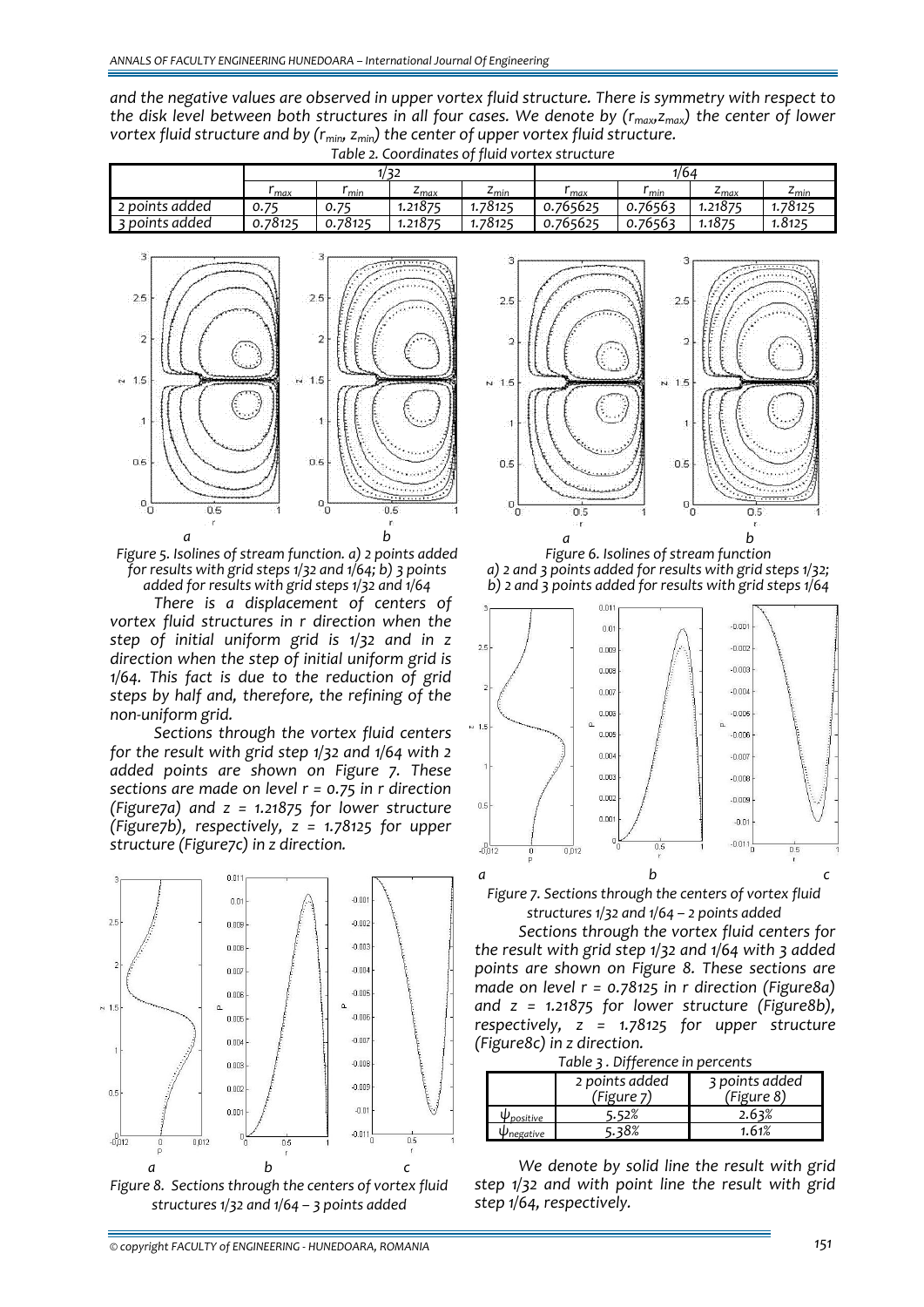*and the negative values are observed in upper vortex fluid structure. There is symmetry with respect to the disk level between both structures in all four cases. We denote by ($r_{max}$,$z_{max}$) the center of lower vortex fluid structure and by ($r_{min}$, $z_{min}$) the center of upper vortex fluid structure.*

*Table 2. Coordinates of fluid vortex structure*

| | 1/32 | | | | 1/64 | | | |
|---|---|---|---|---|---|---|---|---|
| | $r_{max}$ | $r_{min}$ | $z_{max}$ | $z_{min}$ | $r_{max}$ | $r_{min}$ | $z_{max}$ | $z_{min}$ |
| 2 points added | 0.75 | 0.75 | 1.21875 | 1.78125 | 0.765625 | 0.76563 | 1.21875 | 1.78125 |
| 3 points added | 0.78125 | 0.78125 | 1.21875 | 1.78125 | 0.765625 | 0.76563 | 1.1875 | 1.8125 |

*Figure 5. Isolines of stream function. a) 2 points added for results with grid steps 1/32 and 1/64; b) 3 points added for results with grid steps 1/32 and 1/64*

*Figure 6. Isolines of stream function a) 2 and 3 points added for results with grid steps 1/32; b) 2 and 3 points added for results with grid steps 1/64*

*There is a displacement of centers of vortex fluid structures in r direction when the step of initial uniform grid is 1/32 and in z direction when the step of initial uniform grid is 1/64. This fact is due to the reduction of grid steps by half and, therefore, the refining of the non-uniform grid.*

*Sections through the vortex fluid centers for the result with grid step 1/32 and 1/64 with 2 added points are shown on Figure 7. These sections are made on level r = 0.75 in r direction (Figure7a) and z = 1.21875 for lower structure (Figure7b), respectively, z = 1.78125 for upper structure (Figure7c) in z direction.*

*Figure 7. Sections through the centers of vortex fluid structures 1/32 and 1/64 – 2 points added*

*Sections through the vortex fluid centers for the result with grid step 1/32 and 1/64 with 3 added points are shown on Figure 8. These sections are made on level r = 0.78125 in r direction (Figure8a) and z = 1.21875 for lower structure (Figure8b), respectively, z = 1.78125 for upper structure (Figure8c) in z direction.*

*Table 3 . Difference in percents*

| | 2 points added (Figure 7) | 3 points added (Figure 8) |
|---|---|---|
| $\psi_{positive}$ | 5.52% | 2.63% |
| $\psi_{negative}$ | 5.38% | 1.61% |

*Figure 8. Sections through the centers of vortex fluid structures 1/32 and 1/64 – 3 points added*

*We denote by solid line the result with grid step 1/32 and with point line the result with grid step 1/64, respectively.*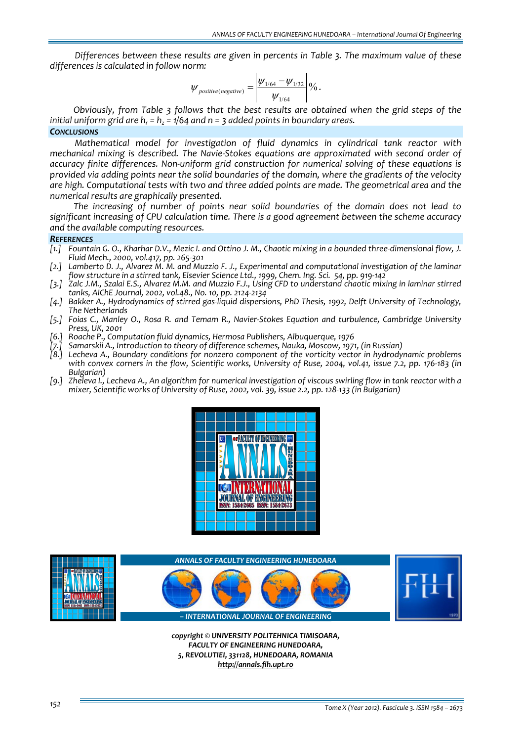*Differences between these results are given in percents in Table 3. The maximum value of these differences is calculated in follow norm:*

$$\psi_{positive(negative)} = \left| \frac{\psi_{1/64} - \psi_{1/32}}{\psi_{1/64}} \right| \%.$$

*Obviously, from Table 3 follows that the best results are obtained when the grid steps of the initial uniform grid are $h_r = h_z = 1/64$ and $n = 3$ added points in boundary areas.*

## CONCLUSIONS

*Mathematical model for investigation of fluid dynamics in cylindrical tank reactor with mechanical mixing is described. The Navie-Stokes equations are approximated with second order of accuracy finite differences. Non-uniform grid construction for numerical solving of these equations is provided via adding points near the solid boundaries of the domain, where the gradients of the velocity are high. Computational tests with two and three added points are made. The geometrical area and the numerical results are graphically presented.*

*The increasing of number of points near solid boundaries of the domain does not lead to significant increasing of CPU calculation time. There is a good agreement between the scheme accuracy and the available computing resources.*

## REFERENCES

[1.] *Fountain G. O., Kharhar D.V., Mezic I. and Ottino J. M., Chaotic mixing in a bounded three-dimensional flow, J. Fluid Mech., 2000, vol.417, pp. 265-301*

[2.] *Lamberto D. J., Alvarez M. M. and Muzzio F. J., Experimental and computational investigation of the laminar flow structure in a stirred tank, Elsevier Science Ltd., 1999, Chem. Ing. Sci. 54, pp. 919-142*

[3.] *Zalc J.M., Szalai E.S., Alvarez M.M. and Muzzio F.J., Using CFD to understand chaotic mixing in laminar stirred tanks, AIChE Journal, 2002, vol.48., No. 10, pp. 2124-2134*

[4.] *Bakker A., Hydrodynamics of stirred gas-liquid dispersions, PhD Thesis, 1992, Delft University of Technology, The Netherlands*

[5.] *Foias C., Manley O., Rosa R. and Temam R., Navier-Stokes Equation and turbulence, Cambridge University Press, UK, 2001*

[6.] *Roache P., Computation fluid dynamics, Hermosa Publishers, Albuquerque, 1976*

[7.] *Samarskii A., Introduction to theory of difference schemes, Nauka, Moscow, 1971, (in Russian)*

[8.] *Lecheva A., Boundary conditions for nonzero component of the vorticity vector in hydrodynamic problems with convex corners in the flow, Scientific works, University of Ruse, 2004, vol.41, issue 7.2, pp. 176-183 (in Bulgarian)*

[9.] *Zheleva I., Lecheva A., An algorithm for numerical investigation of viscous swirling flow in tank reactor with a mixer, Scientific works of University of Ruse, 2002, vol. 39, issue 2.2, pp. 128-133 (in Bulgarian)*

***copyright © UNIVERSITY POLITEHNICA TIMISOARA, FACULTY OF ENGINEERING HUNEDOARA, 5, REVOLUTIEI, 331128, HUNEDOARA, ROMANIA***
***http://annals.fih.upt.ro***